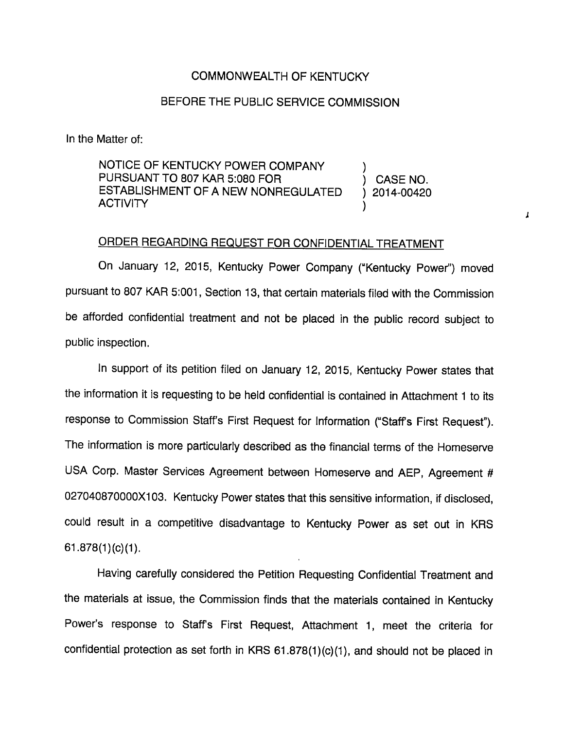COMMONWEALTH OF KENTUCKY

BEFORE THE PUBLIC SERVICE COMMISSION

In the Matter of:

| | | |
|---|---|---|
| NOTICE OF KENTUCKY POWER COMPANY PURSUANT TO 807 KAR 5:080 FOR ESTABLISHMENT OF A NEW NONREGULATED ACTIVITY | ) ) ) ) | CASE NO. 2014-00420 |

ORDER REGARDING REQUEST FOR CONFIDENTIAL TREATMENT

On January 12, 2015, Kentucky Power Company ("Kentucky Power") moved pursuant to 807 KAR 5:001, Section 13, that certain materials filed with the Commission be afforded confidential treatment and not be placed in the public record subject to public inspection.

In support of its petition filed on January 12, 2015, Kentucky Power states that the information it is requesting to be held confidential is contained in Attachment 1 to its response to Commission Staff's First Request for Information ("Staff's First Request"). The information is more particularly described as the financial terms of the Homeserve USA Corp. Master Services Agreement between Homeserve and AEP, Agreement # 027040870000X103. Kentucky Power states that this sensitive information, if disclosed, could result in a competitive disadvantage to Kentucky Power as set out in KRS 61.878(1)(c)(1).

Having carefully considered the Petition Requesting Confidential Treatment and the materials at issue, the Commission finds that the materials contained in Kentucky Power's response to Staff's First Request, Attachment 1, meet the criteria for confidential protection as set forth in KRS 61.878(1)(c)(1), and should not be placed in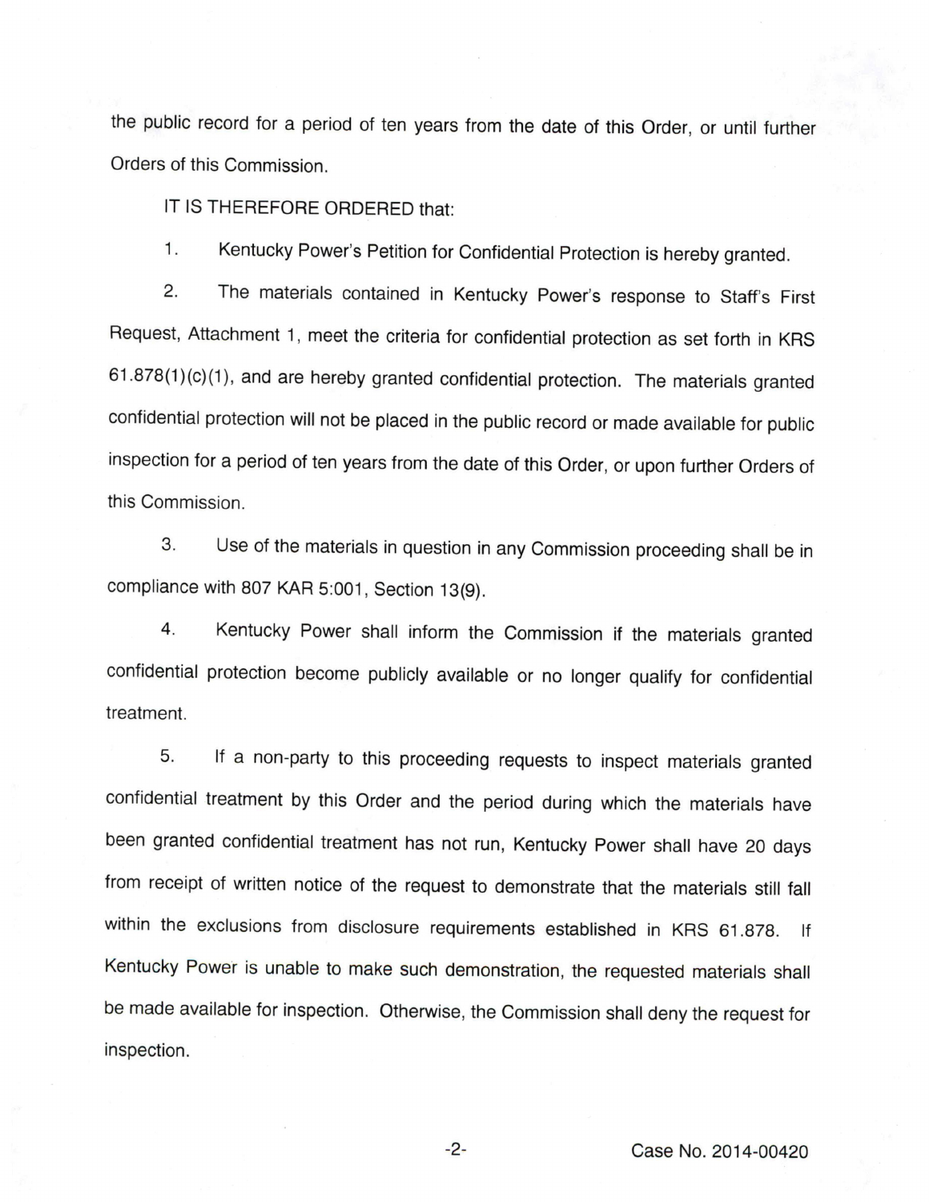the public record for a period of ten years from the date of this Order, or until further Orders of this Commission.

IT IS THEREFORE ORDERED that:

1. Kentucky Power's Petition for Confidential Protection is hereby granted.

2. The materials contained in Kentucky Power's response to Staff's First Request, Attachment 1, meet the criteria for confidential protection as set forth in KRS 61.878(1)(c)(1), and are hereby granted confidential protection. The materials granted confidential protection will not be placed in the public record or made available for public inspection for a period of ten years from the date of this Order, or upon further Orders of this Commission.

3. Use of the materials in question in any Commission proceeding shall be in compliance with 807 KAR 5:001, Section 13(9).

4. Kentucky Power shall inform the Commission if the materials granted confidential protection become publicly available or no longer qualify for confidential treatment.

5. If a non-party to this proceeding requests to inspect materials granted confidential treatment by this Order and the period during which the materials have been granted confidential treatment has not run, Kentucky Power shall have 20 days from receipt of written notice of the request to demonstrate that the materials still fall within the exclusions from disclosure requirements established in KRS 61.878. If Kentucky Power is unable to make such demonstration, the requested materials shall be made available for inspection. Otherwise, the Commission shall deny the request for inspection.

Case No. 2014-00420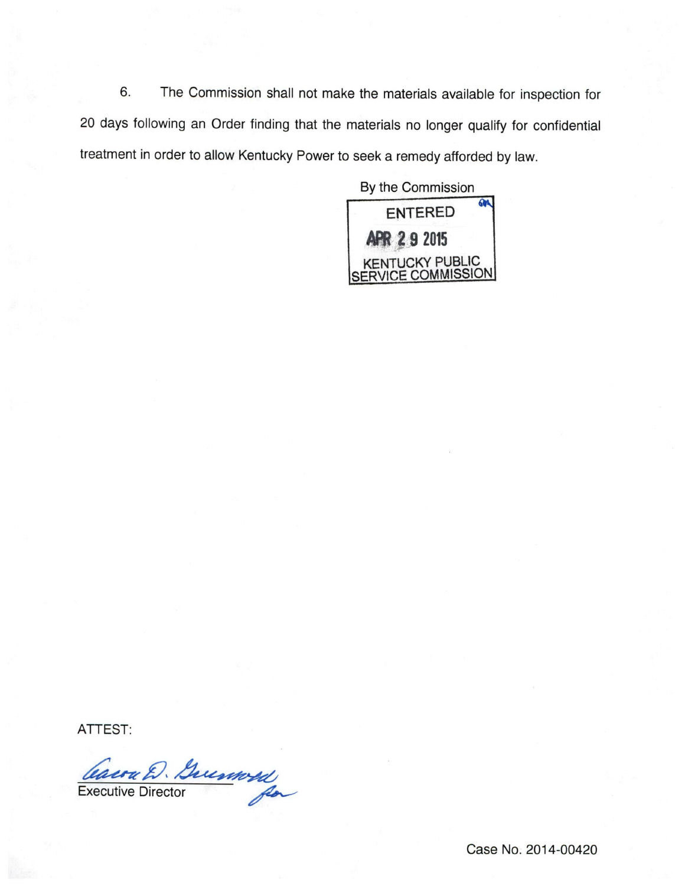6. The Commission shall not make the materials available for inspection for 20 days following an Order finding that the materials no longer qualify for confidential treatment in order to allow Kentucky Power to seek a remedy afforded by law.

By the Commission

ENTERED

APR 29 2015

KENTUCKY PUBLIC SERVICE COMMISSION

ATTEST:

Aaron D. Greenwell for

Executive Director

Case No. 2014-00420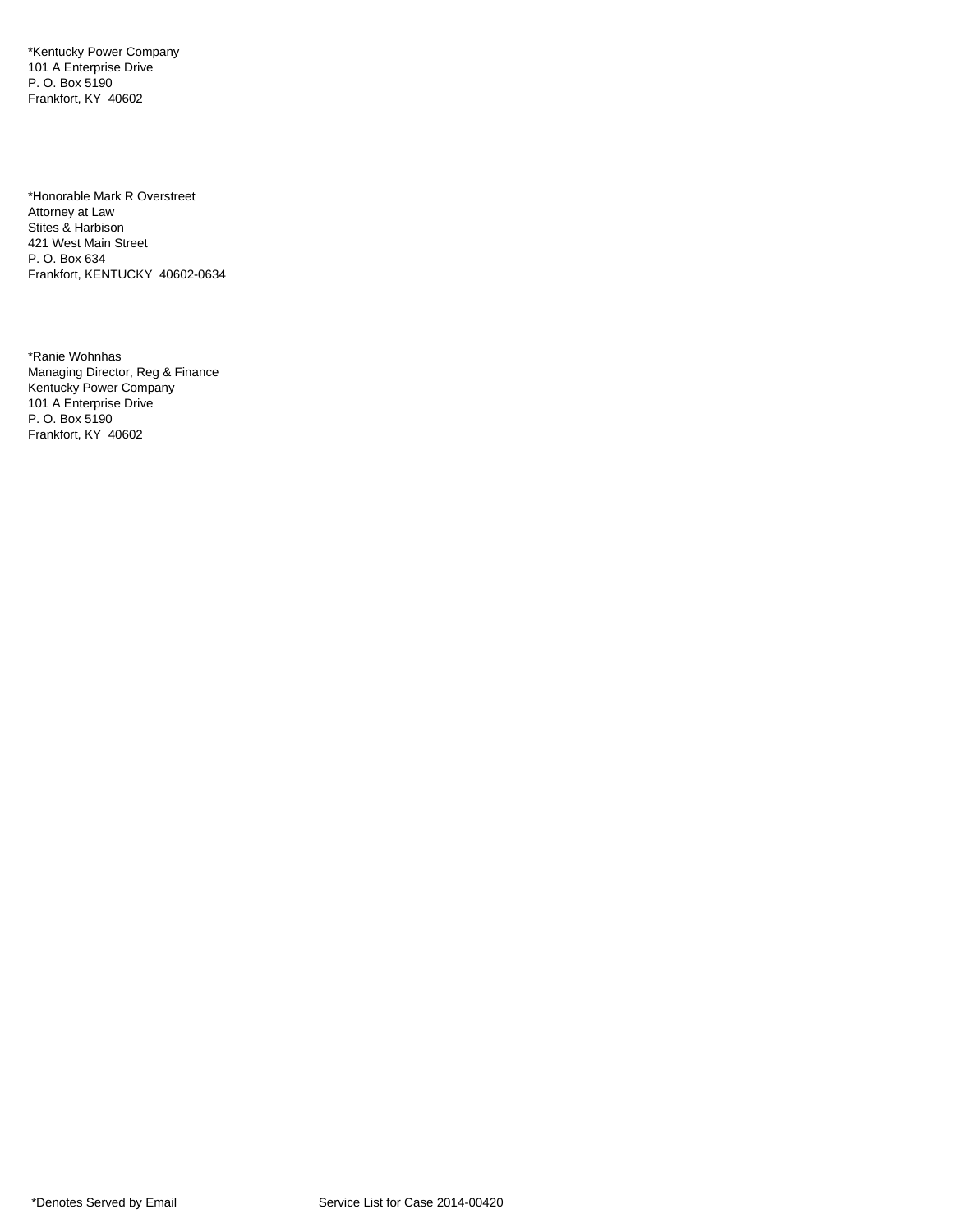*Kentucky Power Company
101 A Enterprise Drive
P. O. Box 5190
Frankfort, KY  40602

*Honorable Mark R Overstreet
Attorney at Law
Stites & Harbison
421 West Main Street
P. O. Box 634
Frankfort, KENTUCKY  40602-0634

*Ranie Wohnhas
Managing Director, Reg & Finance
Kentucky Power Company
101 A Enterprise Drive
P. O. Box 5190
Frankfort, KY  40602

*Denotes Served by Email

Service List for Case 2014-00420